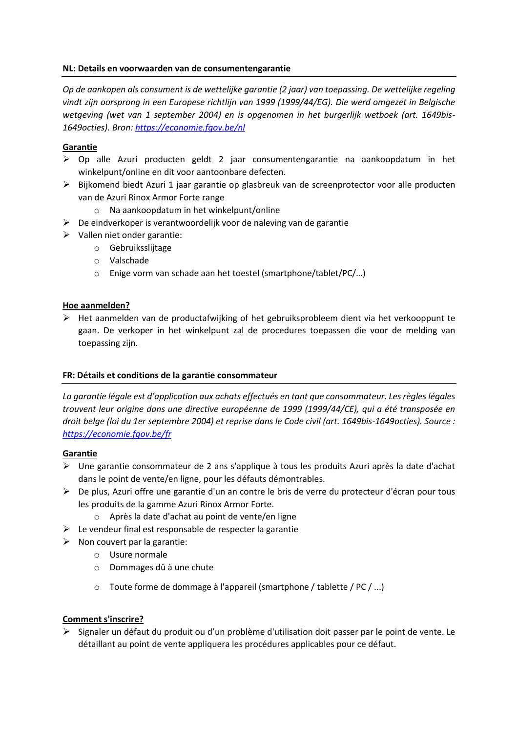**NL: Details en voorwaarden van de consumentengarantie**

*Op de aankopen als consument is de wettelijke garantie (2 jaar) van toepassing. De wettelijke regeling vindt zijn oorsprong in een Europese richtlijn van 1999 (1999/44/EG). Die werd omgezet in Belgische wetgeving (wet van 1 september 2004) en is opgenomen in het burgerlijk wetboek (art. 1649bis-1649octies). Bron: [https://economie.fgov.be/nl](https://economie.fgov.be/nl)*

**Garantie**

- Op alle Azuri producten geldt 2 jaar consumentengarantie na aankoopdatum in het winkelpunt/online en dit voor aantoonbare defecten.
- Bijkomend biedt Azuri 1 jaar garantie op glasbreuk van de screenprotector voor alle producten van de Azuri Rinox Armor Forte range
  - Na aankoopdatum in het winkelpunt/online
- De eindverkoper is verantwoordelijk voor de naleving van de garantie
- Vallen niet onder garantie:
  - Gebruiksslijtage
  - Valschade
  - Enige vorm van schade aan het toestel (smartphone/tablet/PC/…)

**Hoe aanmelden?**

- Het aanmelden van de productafwijking of het gebruiksprobleem dient via het verkooppunt te gaan. De verkoper in het winkelpunt zal de procedures toepassen die voor de melding van toepassing zijn.

**FR: Détails et conditions de la garantie consommateur**

*La garantie légale est d'application aux achats effectués en tant que consommateur. Les règles légales trouvent leur origine dans une directive européenne de 1999 (1999/44/CE), qui a été transposée en droit belge (loi du 1er septembre 2004) et reprise dans le Code civil (art. 1649bis-1649octies). Source : [https://economie.fgov.be/fr](https://economie.fgov.be/fr)*

**Garantie**

- Une garantie consommateur de 2 ans s'applique à tous les produits Azuri après la date d'achat dans le point de vente/en ligne, pour les défauts démontrables.
- De plus, Azuri offre une garantie d'un an contre le bris de verre du protecteur d'écran pour tous les produits de la gamme Azuri Rinox Armor Forte.
  - Après la date d'achat au point de vente/en ligne
- Le vendeur final est responsable de respecter la garantie
- Non couvert par la garantie:
  - Usure normale
  - Dommages dû à une chute
  - Toute forme de dommage à l'appareil (smartphone / tablette / PC / ...)

**Comment s'inscrire?**

- Signaler un défaut du produit ou d'un problème d'utilisation doit passer par le point de vente. Le détaillant au point de vente appliquera les procédures applicables pour ce défaut.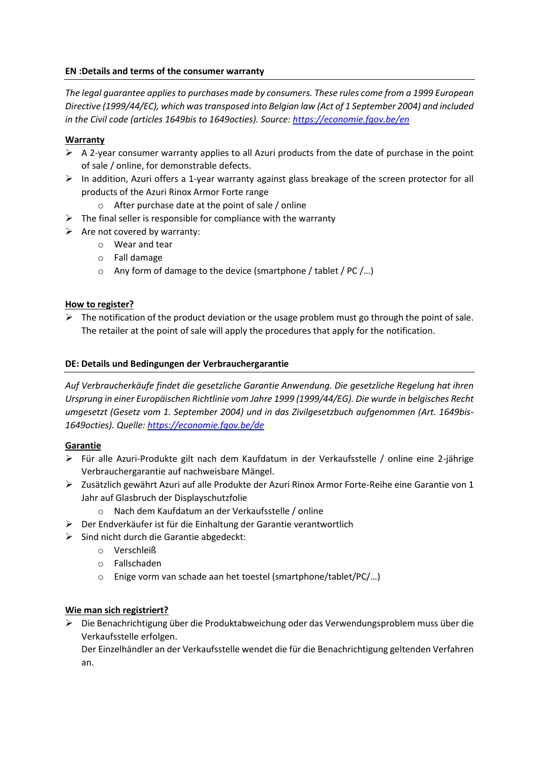**EN :Details and terms of the consumer warranty**

*The legal guarantee applies to purchases made by consumers. These rules come from a 1999 European Directive (1999/44/EC), which was transposed into Belgian law (Act of 1 September 2004) and included in the Civil code (articles 1649bis to 1649octies). Source: https://economie.fgov.be/en*

**Warranty**

- A 2-year consumer warranty applies to all Azuri products from the date of purchase in the point of sale / online, for demonstrable defects.
- In addition, Azuri offers a 1-year warranty against glass breakage of the screen protector for all products of the Azuri Rinox Armor Forte range
  - After purchase date at the point of sale / online
- The final seller is responsible for compliance with the warranty
- Are not covered by warranty:
  - Wear and tear
  - Fall damage
  - Any form of damage to the device (smartphone / tablet / PC /…)

**How to register?**

- The notification of the product deviation or the usage problem must go through the point of sale. The retailer at the point of sale will apply the procedures that apply for the notification.

**DE: Details und Bedingungen der Verbrauchergarantie**

*Auf Verbraucherkäufe findet die gesetzliche Garantie Anwendung. Die gesetzliche Regelung hat ihren Ursprung in einer Europäischen Richtlinie vom Jahre 1999 (1999/44/EG). Die wurde in belgisches Recht umgesetzt (Gesetz vom 1. September 2004) und in das Zivilgesetzbuch aufgenommen (Art. 1649bis-1649octies). Quelle: https://economie.fgov.be/de*

**Garantie**

- Für alle Azuri-Produkte gilt nach dem Kaufdatum in der Verkaufsstelle / online eine 2-jährige Verbrauchergarantie auf nachweisbare Mängel.
- Zusätzlich gewährt Azuri auf alle Produkte der Azuri Rinox Armor Forte-Reihe eine Garantie von 1 Jahr auf Glasbruch der Displayschutzfolie
  - Nach dem Kaufdatum an der Verkaufsstelle / online
- Der Endverkäufer ist für die Einhaltung der Garantie verantwortlich
- Sind nicht durch die Garantie abgedeckt:
  - Verschleiß
  - Fallschaden
  - Enige vorm van schade aan het toestel (smartphone/tablet/PC/…)

**Wie man sich registriert?**

- Die Benachrichtigung über die Produktabweichung oder das Verwendungsproblem muss über die Verkaufsstelle erfolgen.
  Der Einzelhändler an der Verkaufsstelle wendet die für die Benachrichtigung geltenden Verfahren an.